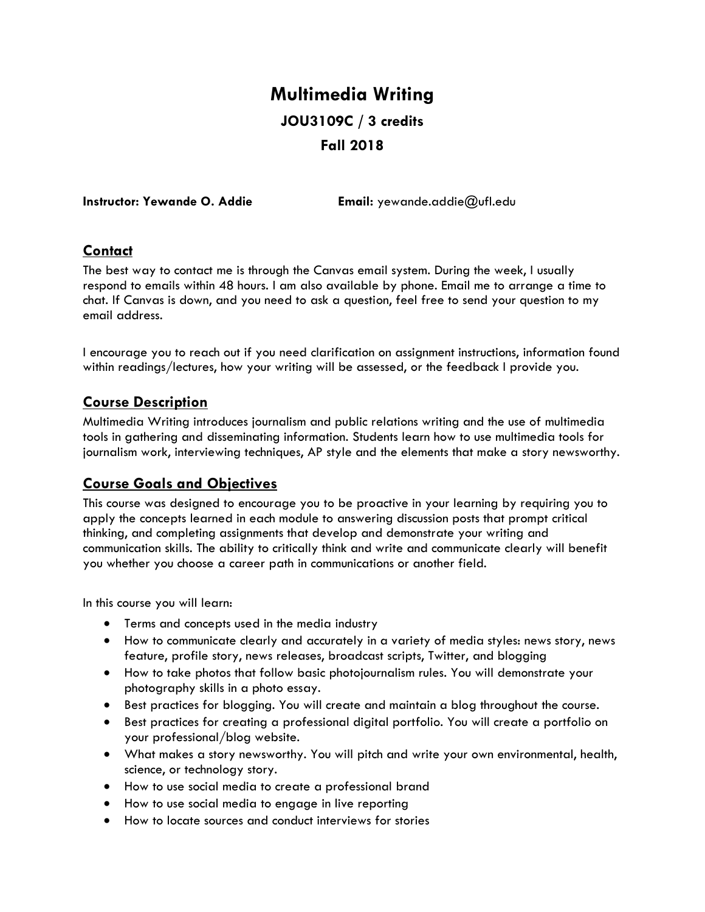# Multimedia Writing

## JOU3109C / 3 credits

## Fall 2018

**Instructor: Yewande O. Addie** **Email:** yewande.addie@ufl.edu

## Contact

The best way to contact me is through the Canvas email system. During the week, I usually respond to emails within 48 hours. I am also available by phone. Email me to arrange a time to chat. If Canvas is down, and you need to ask a question, feel free to send your question to my email address.

I encourage you to reach out if you need clarification on assignment instructions, information found within readings/lectures, how your writing will be assessed, or the feedback I provide you.

## Course Description

Multimedia Writing introduces journalism and public relations writing and the use of multimedia tools in gathering and disseminating information. Students learn how to use multimedia tools for journalism work, interviewing techniques, AP style and the elements that make a story newsworthy.

## Course Goals and Objectives

This course was designed to encourage you to be proactive in your learning by requiring you to apply the concepts learned in each module to answering discussion posts that prompt critical thinking, and completing assignments that develop and demonstrate your writing and communication skills. The ability to critically think and write and communicate clearly will benefit you whether you choose a career path in communications or another field.

In this course you will learn:

- Terms and concepts used in the media industry
- How to communicate clearly and accurately in a variety of media styles: news story, news feature, profile story, news releases, broadcast scripts, Twitter, and blogging
- How to take photos that follow basic photojournalism rules. You will demonstrate your photography skills in a photo essay.
- Best practices for blogging. You will create and maintain a blog throughout the course.
- Best practices for creating a professional digital portfolio. You will create a portfolio on your professional/blog website.
- What makes a story newsworthy. You will pitch and write your own environmental, health, science, or technology story.
- How to use social media to create a professional brand
- How to use social media to engage in live reporting
- How to locate sources and conduct interviews for stories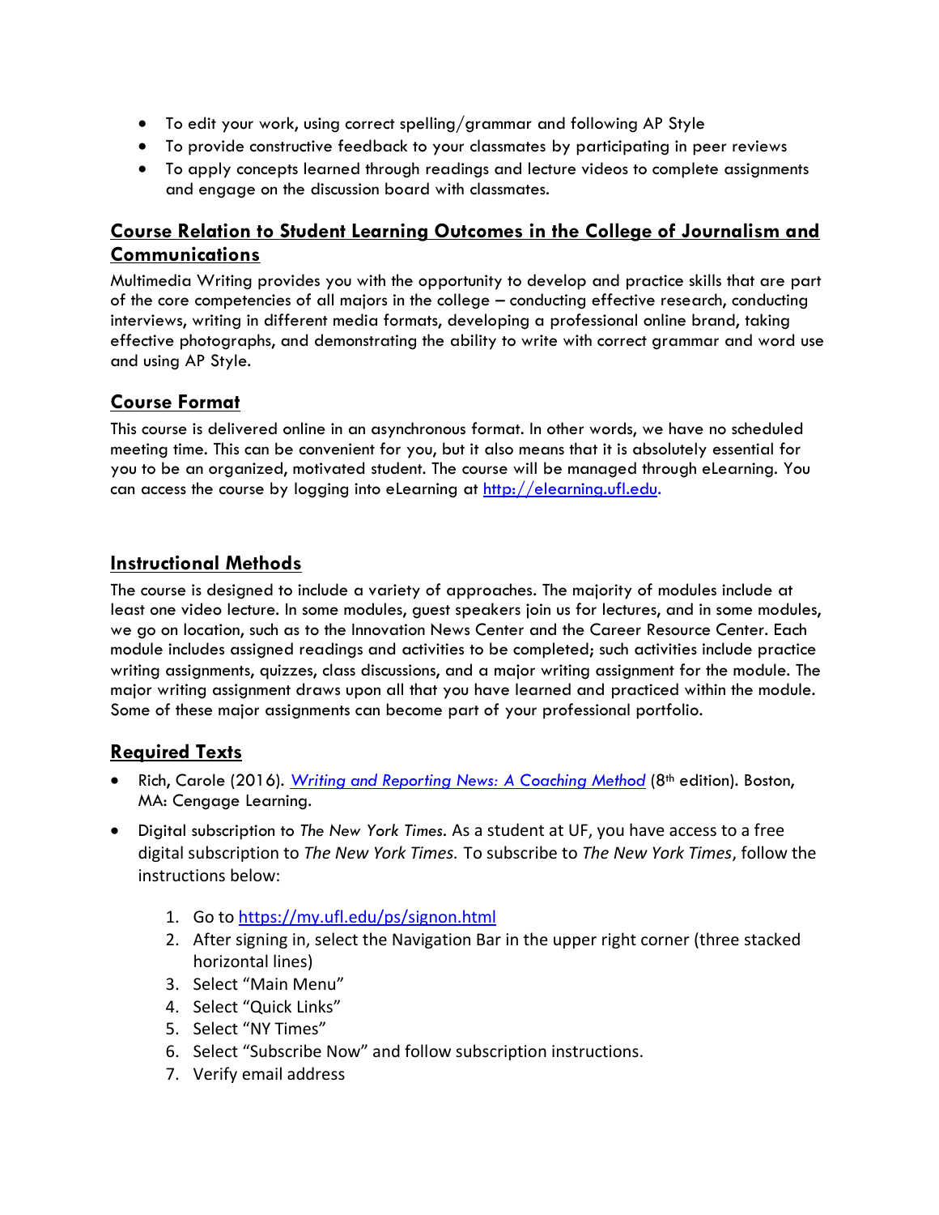- To edit your work, using correct spelling/grammar and following AP Style
- To provide constructive feedback to your classmates by participating in peer reviews
- To apply concepts learned through readings and lecture videos to complete assignments and engage on the discussion board with classmates.

## Course Relation to Student Learning Outcomes in the College of Journalism and Communications

Multimedia Writing provides you with the opportunity to develop and practice skills that are part of the core competencies of all majors in the college – conducting effective research, conducting interviews, writing in different media formats, developing a professional online brand, taking effective photographs, and demonstrating the ability to write with correct grammar and word use and using AP Style.

## Course Format

This course is delivered online in an asynchronous format. In other words, we have no scheduled meeting time. This can be convenient for you, but it also means that it is absolutely essential for you to be an organized, motivated student. The course will be managed through eLearning. You can access the course by logging into eLearning at [http://elearning.ufl.edu](http://elearning.ufl.edu).

## Instructional Methods

The course is designed to include a variety of approaches. The majority of modules include at least one video lecture. In some modules, guest speakers join us for lectures, and in some modules, we go on location, such as to the Innovation News Center and the Career Resource Center. Each module includes assigned readings and activities to be completed; such activities include practice writing assignments, quizzes, class discussions, and a major writing assignment for the module. The major writing assignment draws upon all that you have learned and practiced within the module. Some of these major assignments can become part of your professional portfolio.

## Required Texts

- Rich, Carole (2016). *Writing and Reporting News: A Coaching Method* (8th edition). Boston, MA: Cengage Learning.
- Digital subscription to *The New York Times*. As a student at UF, you have access to a free digital subscription to *The New York Times.* To subscribe to *The New York Times*, follow the instructions below:
    1. Go to [https://my.ufl.edu/ps/signon.html](https://my.ufl.edu/ps/signon.html)
    2. After signing in, select the Navigation Bar in the upper right corner (three stacked horizontal lines)
    3. Select "Main Menu"
    4. Select "Quick Links"
    5. Select "NY Times"
    6. Select "Subscribe Now" and follow subscription instructions.
    7. Verify email address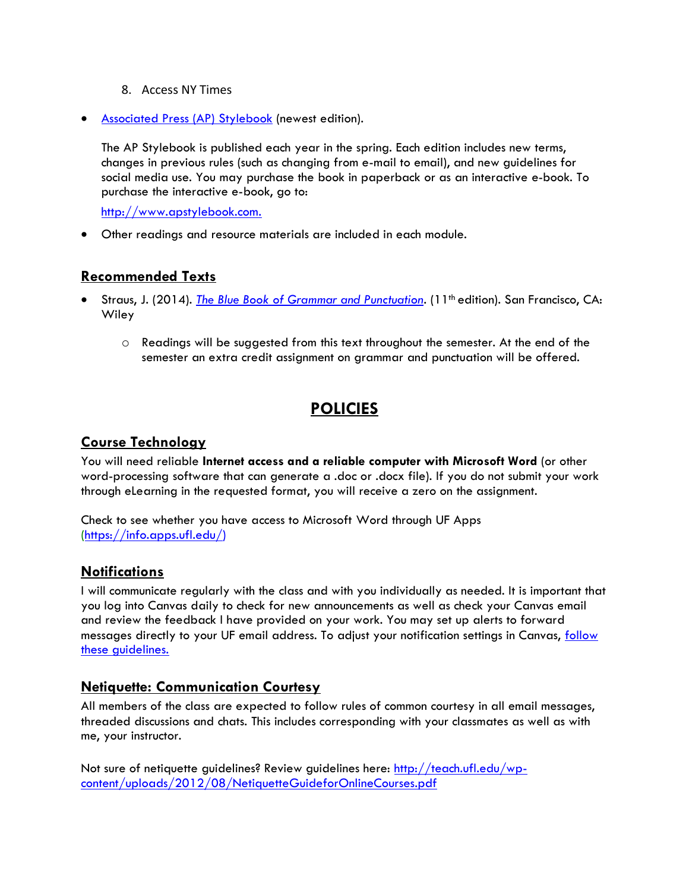8. Access NY Times

- Associated Press (AP) Stylebook (newest edition).

  The AP Stylebook is published each year in the spring. Each edition includes new terms, changes in previous rules (such as changing from e-mail to email), and new guidelines for social media use. You may purchase the book in paperback or as an interactive e-book. To purchase the interactive e-book, go to:

  http://www.apstylebook.com.

- Other readings and resource materials are included in each module.

## Recommended Texts

- Straus, J. (2014). *The Blue Book of Grammar and Punctuation*. (11th edition). San Francisco, CA: Wiley
  - Readings will be suggested from this text throughout the semester. At the end of the semester an extra credit assignment on grammar and punctuation will be offered.

# POLICIES

## Course Technology

You will need reliable **Internet access and a reliable computer with Microsoft Word** (or other word-processing software that can generate a .doc or .docx file). If you do not submit your work through eLearning in the requested format, you will receive a zero on the assignment.

Check to see whether you have access to Microsoft Word through UF Apps (https://info.apps.ufl.edu/)

## Notifications

I will communicate regularly with the class and with you individually as needed. It is important that you log into Canvas daily to check for new announcements as well as check your Canvas email and review the feedback I have provided on your work. You may set up alerts to forward messages directly to your UF email address. To adjust your notification settings in Canvas, follow these guidelines.

## Netiquette: Communication Courtesy

All members of the class are expected to follow rules of common courtesy in all email messages, threaded discussions and chats. This includes corresponding with your classmates as well as with me, your instructor.

Not sure of netiquette guidelines? Review guidelines here: http://teach.ufl.edu/wp-content/uploads/2012/08/NetiquetteGuideforOnlineCourses.pdf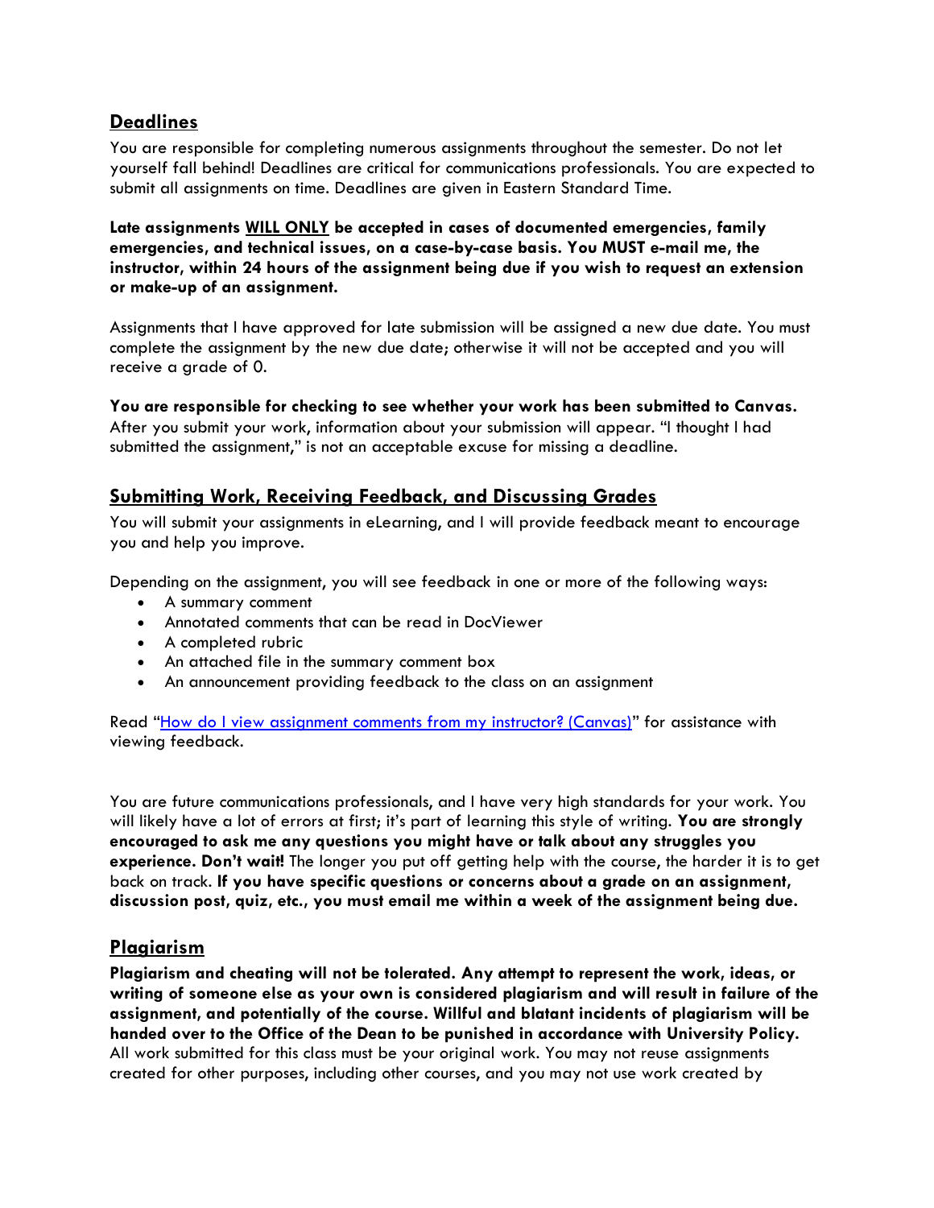## Deadlines

You are responsible for completing numerous assignments throughout the semester. Do not let yourself fall behind! Deadlines are critical for communications professionals. You are expected to submit all assignments on time. Deadlines are given in Eastern Standard Time.

**Late assignments WILL ONLY be accepted in cases of documented emergencies, family emergencies, and technical issues, on a case-by-case basis. You MUST e-mail me, the instructor, within 24 hours of the assignment being due if you wish to request an extension or make-up of an assignment.**

Assignments that I have approved for late submission will be assigned a new due date. You must complete the assignment by the new due date; otherwise it will not be accepted and you will receive a grade of 0.

**You are responsible for checking to see whether your work has been submitted to Canvas.** After you submit your work, information about your submission will appear. "I thought I had submitted the assignment," is not an acceptable excuse for missing a deadline.

## Submitting Work, Receiving Feedback, and Discussing Grades

You will submit your assignments in eLearning, and I will provide feedback meant to encourage you and help you improve.

Depending on the assignment, you will see feedback in one or more of the following ways:

- A summary comment
- Annotated comments that can be read in DocViewer
- A completed rubric
- An attached file in the summary comment box
- An announcement providing feedback to the class on an assignment

Read "[How do I view assignment comments from my instructor? (Canvas)]" for assistance with viewing feedback.

You are future communications professionals, and I have very high standards for your work. You will likely have a lot of errors at first; it's part of learning this style of writing. **You are strongly encouraged to ask me any questions you might have or talk about any struggles you experience. Don't wait!** The longer you put off getting help with the course, the harder it is to get back on track. **If you have specific questions or concerns about a grade on an assignment, discussion post, quiz, etc., you must email me within a week of the assignment being due.**

## Plagiarism

**Plagiarism and cheating will not be tolerated. Any attempt to represent the work, ideas, or writing of someone else as your own is considered plagiarism and will result in failure of the assignment, and potentially of the course. Willful and blatant incidents of plagiarism will be handed over to the Office of the Dean to be punished in accordance with University Policy.** All work submitted for this class must be your original work. You may not reuse assignments created for other purposes, including other courses, and you may not use work created by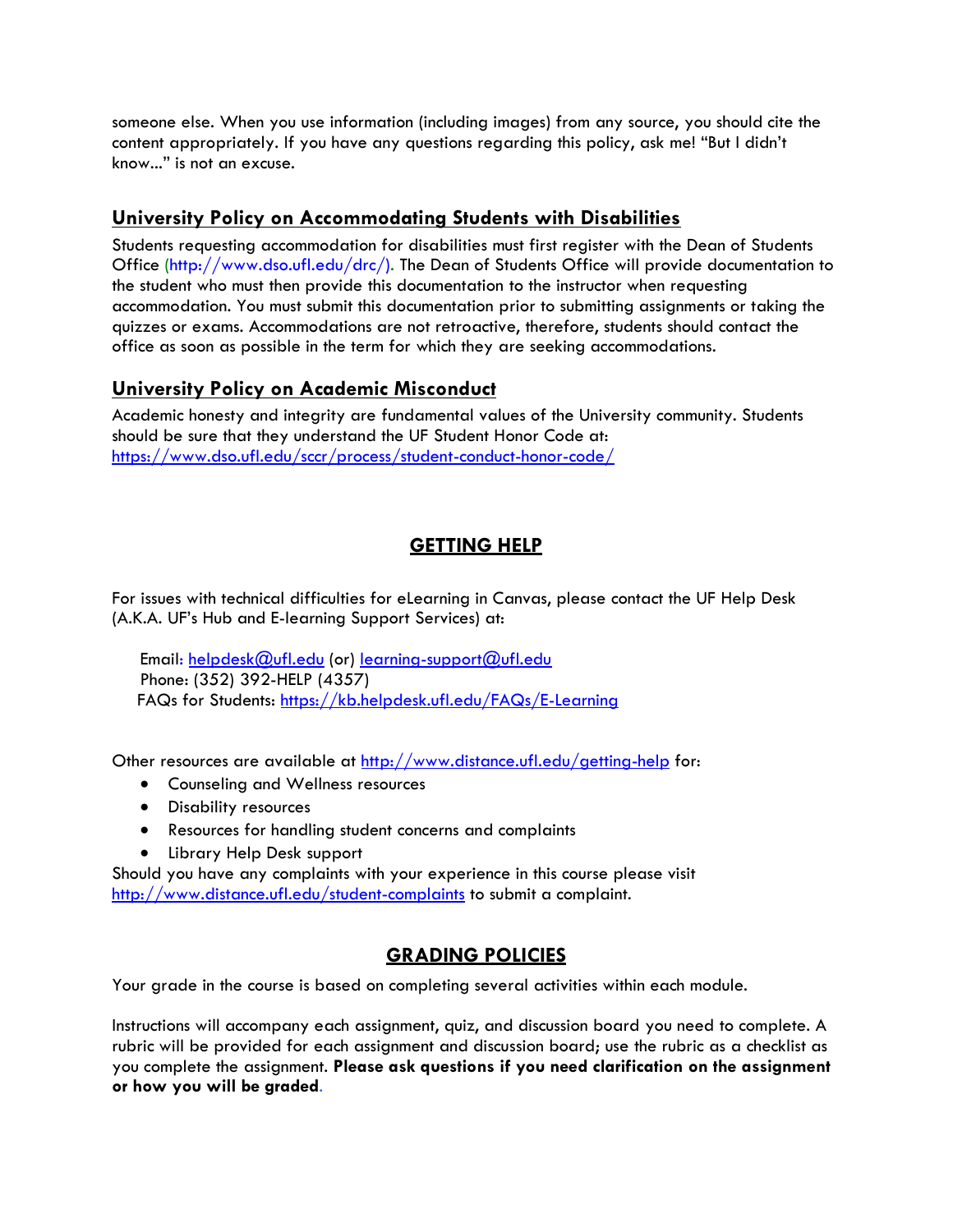someone else. When you use information (including images) from any source, you should cite the content appropriately. If you have any questions regarding this policy, ask me! "But I didn't know..." is not an excuse.

## University Policy on Accommodating Students with Disabilities

Students requesting accommodation for disabilities must first register with the Dean of Students Office (http://www.dso.ufl.edu/drc/). The Dean of Students Office will provide documentation to the student who must then provide this documentation to the instructor when requesting accommodation. You must submit this documentation prior to submitting assignments or taking the quizzes or exams. Accommodations are not retroactive, therefore, students should contact the office as soon as possible in the term for which they are seeking accommodations.

## University Policy on Academic Misconduct

Academic honesty and integrity are fundamental values of the University community. Students should be sure that they understand the UF Student Honor Code at: https://www.dso.ufl.edu/sccr/process/student-conduct-honor-code/

# GETTING HELP

For issues with technical difficulties for eLearning in Canvas, please contact the UF Help Desk (A.K.A. UF's Hub and E-learning Support Services) at:

Email: helpdesk@ufl.edu (or) learning-support@ufl.edu
Phone: (352) 392-HELP (4357)
FAQs for Students: https://kb.helpdesk.ufl.edu/FAQs/E-Learning

Other resources are available at http://www.distance.ufl.edu/getting-help for:

- Counseling and Wellness resources
- Disability resources
- Resources for handling student concerns and complaints
- Library Help Desk support

Should you have any complaints with your experience in this course please visit http://www.distance.ufl.edu/student-complaints to submit a complaint.

# GRADING POLICIES

Your grade in the course is based on completing several activities within each module.

Instructions will accompany each assignment, quiz, and discussion board you need to complete. A rubric will be provided for each assignment and discussion board; use the rubric as a checklist as you complete the assignment. **Please ask questions if you need clarification on the assignment or how you will be graded**.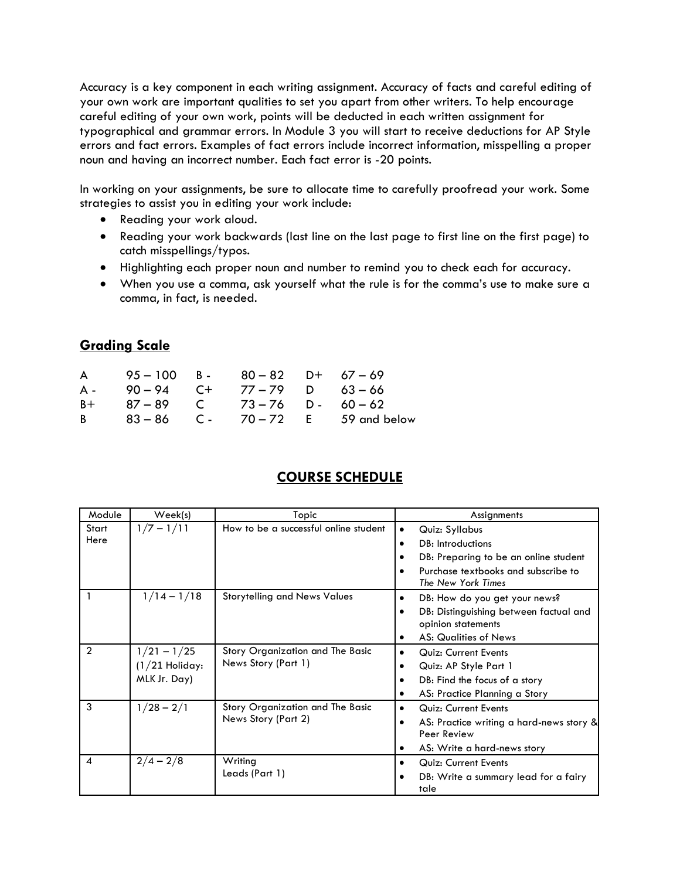Accuracy is a key component in each writing assignment. Accuracy of facts and careful editing of your own work are important qualities to set you apart from other writers. To help encourage careful editing of your own work, points will be deducted in each written assignment for typographical and grammar errors. In Module 3 you will start to receive deductions for AP Style errors and fact errors. Examples of fact errors include incorrect information, misspelling a proper noun and having an incorrect number. Each fact error is -20 points.

In working on your assignments, be sure to allocate time to carefully proofread your work. Some strategies to assist you in editing your work include:

- Reading your work aloud.
- Reading your work backwards (last line on the last page to first line on the first page) to catch misspellings/typos.
- Highlighting each proper noun and number to remind you to check each for accuracy.
- When you use a comma, ask yourself what the rule is for the comma's use to make sure a comma, in fact, is needed.

## Grading Scale

| | | | | | |
|---|---|---|---|---|---|
| A | 95 – 100 | B - | 80 – 82 | D+ | 67 – 69 |
| A - | 90 – 94 | C+ | 77 – 79 | D | 63 – 66 |
| B+ | 87 – 89 | C | 73 – 76 | D - | 60 – 62 |
| B | 83 – 86 | C - | 70 – 72 | E | 59 and below |

## COURSE SCHEDULE

| Module | Week(s) | Topic | Assignments |
|---|---|---|---|
| Start Here | 1/7 – 1/11 | How to be a successful online student | • Quiz: Syllabus<br>• DB: Introductions<br>• DB: Preparing to be an online student<br>• Purchase textbooks and subscribe to *The New York Times* |
| 1 | 1/14 – 1/18 | Storytelling and News Values | • DB: How do you get your news?<br>• DB: Distinguishing between factual and opinion statements<br>• AS: Qualities of News |
| 2 | 1/21 – 1/25<br>(1/21 Holiday: MLK Jr. Day) | Story Organization and The Basic News Story (Part 1) | • Quiz: Current Events<br>• Quiz: AP Style Part 1<br>• DB: Find the focus of a story<br>• AS: Practice Planning a Story |
| 3 | 1/28 – 2/1 | Story Organization and The Basic News Story (Part 2) | • Quiz: Current Events<br>• AS: Practice writing a hard-news story & Peer Review<br>• AS: Write a hard-news story |
| 4 | 2/4 – 2/8 | Writing Leads (Part 1) | • Quiz: Current Events<br>• DB: Write a summary lead for a fairy tale |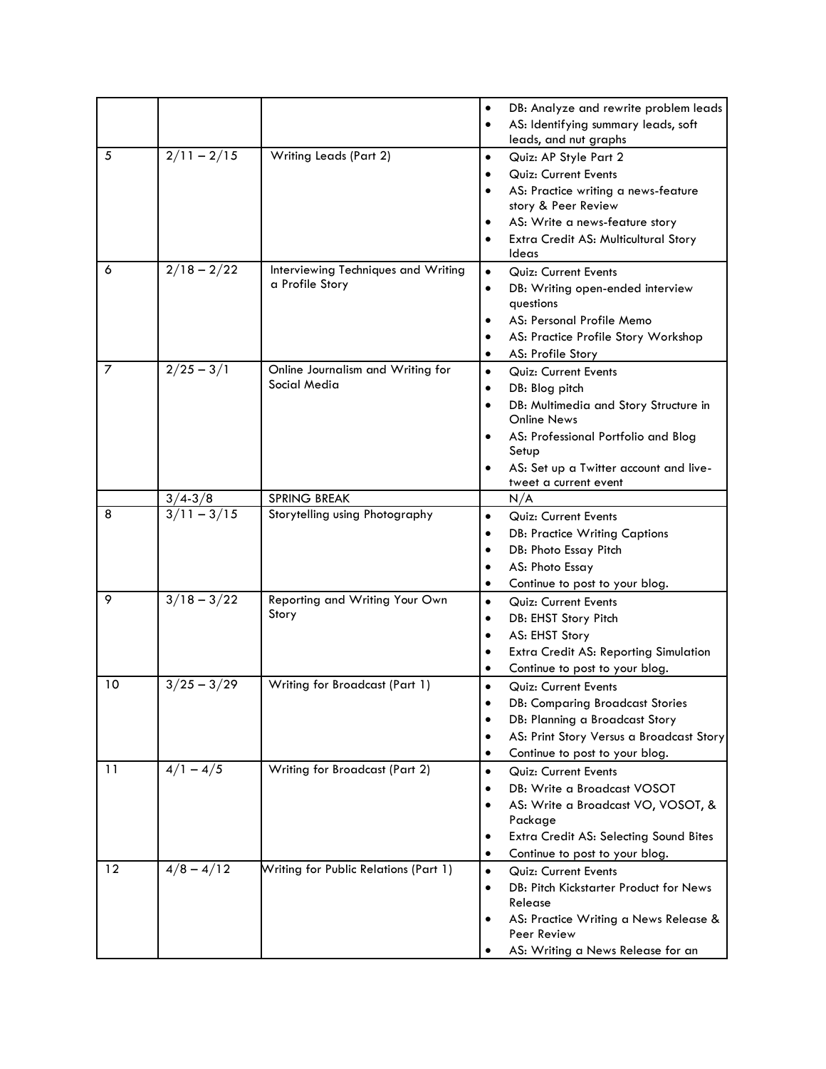| | | | |
|---|---|---|---|
| | | | • DB: Analyze and rewrite problem leads<br>• AS: Identifying summary leads, soft leads, and nut graphs |
| 5 | 2/11 – 2/15 | Writing Leads (Part 2) | • Quiz: AP Style Part 2<br>• Quiz: Current Events<br>• AS: Practice writing a news-feature story & Peer Review<br>• AS: Write a news-feature story<br>• Extra Credit AS: Multicultural Story Ideas |
| 6 | 2/18 – 2/22 | Interviewing Techniques and Writing a Profile Story | • Quiz: Current Events<br>• DB: Writing open-ended interview questions<br>• AS: Personal Profile Memo<br>• AS: Practice Profile Story Workshop<br>• AS: Profile Story |
| 7 | 2/25 – 3/1 | Online Journalism and Writing for Social Media | • Quiz: Current Events<br>• DB: Blog pitch<br>• DB: Multimedia and Story Structure in Online News<br>• AS: Professional Portfolio and Blog Setup<br>• AS: Set up a Twitter account and live-tweet a current event |
| | 3/4-3/8 | SPRING BREAK | N/A |
| 8 | 3/11 – 3/15 | Storytelling using Photography | • Quiz: Current Events<br>• DB: Practice Writing Captions<br>• DB: Photo Essay Pitch<br>• AS: Photo Essay<br>• Continue to post to your blog. |
| 9 | 3/18 – 3/22 | Reporting and Writing Your Own Story | • Quiz: Current Events<br>• DB: EHST Story Pitch<br>• AS: EHST Story<br>• Extra Credit AS: Reporting Simulation<br>• Continue to post to your blog. |
| 10 | 3/25 – 3/29 | Writing for Broadcast (Part 1) | • Quiz: Current Events<br>• DB: Comparing Broadcast Stories<br>• DB: Planning a Broadcast Story<br>• AS: Print Story Versus a Broadcast Story<br>• Continue to post to your blog. |
| 11 | 4/1 – 4/5 | Writing for Broadcast (Part 2) | • Quiz: Current Events<br>• DB: Write a Broadcast VOSOT<br>• AS: Write a Broadcast VO, VOSOT, & Package<br>• Extra Credit AS: Selecting Sound Bites<br>• Continue to post to your blog. |
| 12 | 4/8 – 4/12 | Writing for Public Relations (Part 1) | • Quiz: Current Events<br>• DB: Pitch Kickstarter Product for News Release<br>• AS: Practice Writing a News Release & Peer Review<br>• AS: Writing a News Release for an |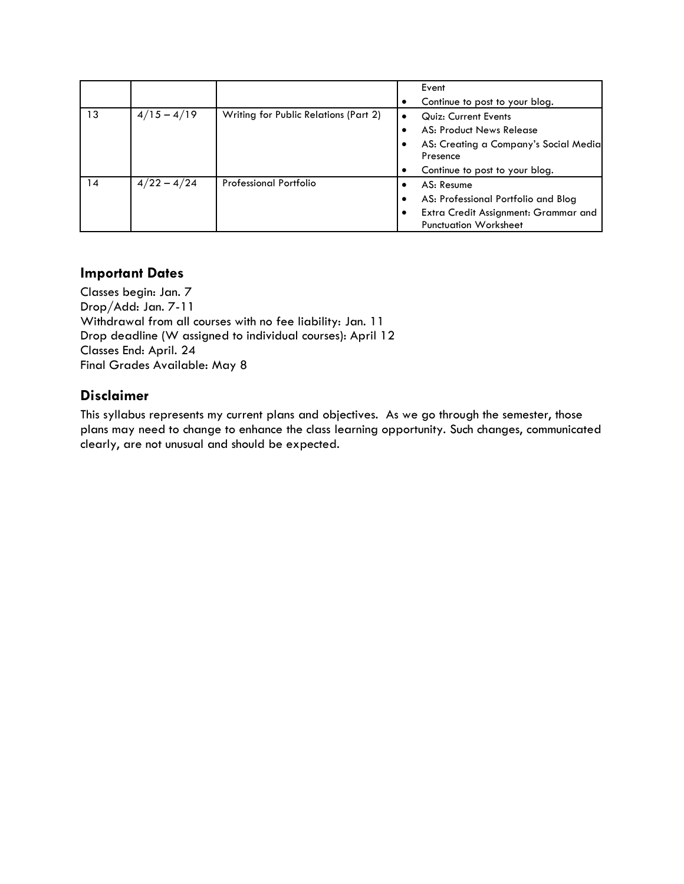| | | | |
|---|---|---|---|
| | | | Event<br>• Continue to post to your blog. |
| 13 | 4/15 – 4/19 | Writing for Public Relations (Part 2) | • Quiz: Current Events<br>• AS: Product News Release<br>• AS: Creating a Company's Social Media Presence<br>• Continue to post to your blog. |
| 14 | 4/22 – 4/24 | Professional Portfolio | • AS: Resume<br>• AS: Professional Portfolio and Blog<br>• Extra Credit Assignment: Grammar and Punctuation Worksheet |

## Important Dates

Classes begin: Jan. 7
Drop/Add: Jan. 7-11
Withdrawal from all courses with no fee liability: Jan. 11
Drop deadline (W assigned to individual courses): April 12
Classes End: April. 24
Final Grades Available: May 8

## Disclaimer

This syllabus represents my current plans and objectives. As we go through the semester, those plans may need to change to enhance the class learning opportunity. Such changes, communicated clearly, are not unusual and should be expected.